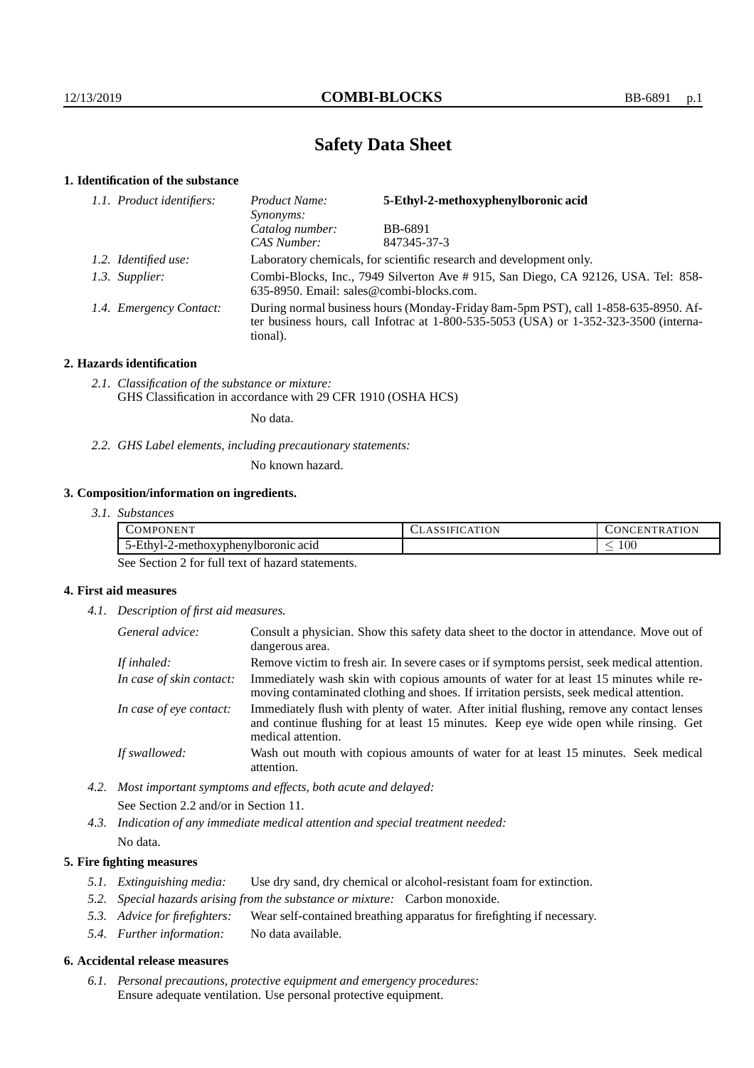# Safety Data Sheet

## 1. Identification of the substance

*1.1. Product identifiers:*

| | |
|---|---|
| *Product Name:* | **5-Ethyl-2-methoxyphenylboronic acid** |
| *Synonyms:* | |
| *Catalog number:* | BB-6891 |
| *CAS Number:* | 847345-37-3 |

*1.2. Identified use:* Laboratory chemicals, for scientific research and development only.

*1.3. Supplier:* Combi-Blocks, Inc., 7949 Silverton Ave # 915, San Diego, CA 92126, USA. Tel: 858-635-8950. Email: sales@combi-blocks.com.

*1.4. Emergency Contact:* During normal business hours (Monday-Friday 8am-5pm PST), call 1-858-635-8950. After business hours, call Infotrac at 1-800-535-5053 (USA) or 1-352-323-3500 (international).

## 2. Hazards identification

*2.1. Classification of the substance or mixture:*
GHS Classification in accordance with 29 CFR 1910 (OSHA HCS)

No data.

*2.2. GHS Label elements, including precautionary statements:*

No known hazard.

## 3. Composition/information on ingredients.

*3.1. Substances*

| COMPONENT | CLASSIFICATION | CONCENTRATION |
|---|---|---|
| 5-Ethyl-2-methoxyphenylboronic acid | | $\leq 100$ |

See Section 2 for full text of hazard statements.

## 4. First aid measures

*4.1. Description of first aid measures.*

*General advice:* Consult a physician. Show this safety data sheet to the doctor in attendance. Move out of dangerous area.

*If inhaled:* Remove victim to fresh air. In severe cases or if symptoms persist, seek medical attention.

*In case of skin contact:* Immediately wash skin with copious amounts of water for at least 15 minutes while removing contaminated clothing and shoes. If irritation persists, seek medical attention.

*In case of eye contact:* Immediately flush with plenty of water. After initial flushing, remove any contact lenses and continue flushing for at least 15 minutes. Keep eye wide open while rinsing. Get medical attention.

*If swallowed:* Wash out mouth with copious amounts of water for at least 15 minutes. Seek medical attention.

*4.2. Most important symptoms and effects, both acute and delayed:*

See Section 2.2 and/or in Section 11.

*4.3. Indication of any immediate medical attention and special treatment needed:*

No data.

## 5. Fire fighting measures

*5.1. Extinguishing media:* Use dry sand, dry chemical or alcohol-resistant foam for extinction.

*5.2. Special hazards arising from the substance or mixture:* Carbon monoxide.

*5.3. Advice for firefighters:* Wear self-contained breathing apparatus for firefighting if necessary.

*5.4. Further information:* No data available.

## 6. Accidental release measures

*6.1. Personal precautions, protective equipment and emergency procedures:*
Ensure adequate ventilation. Use personal protective equipment.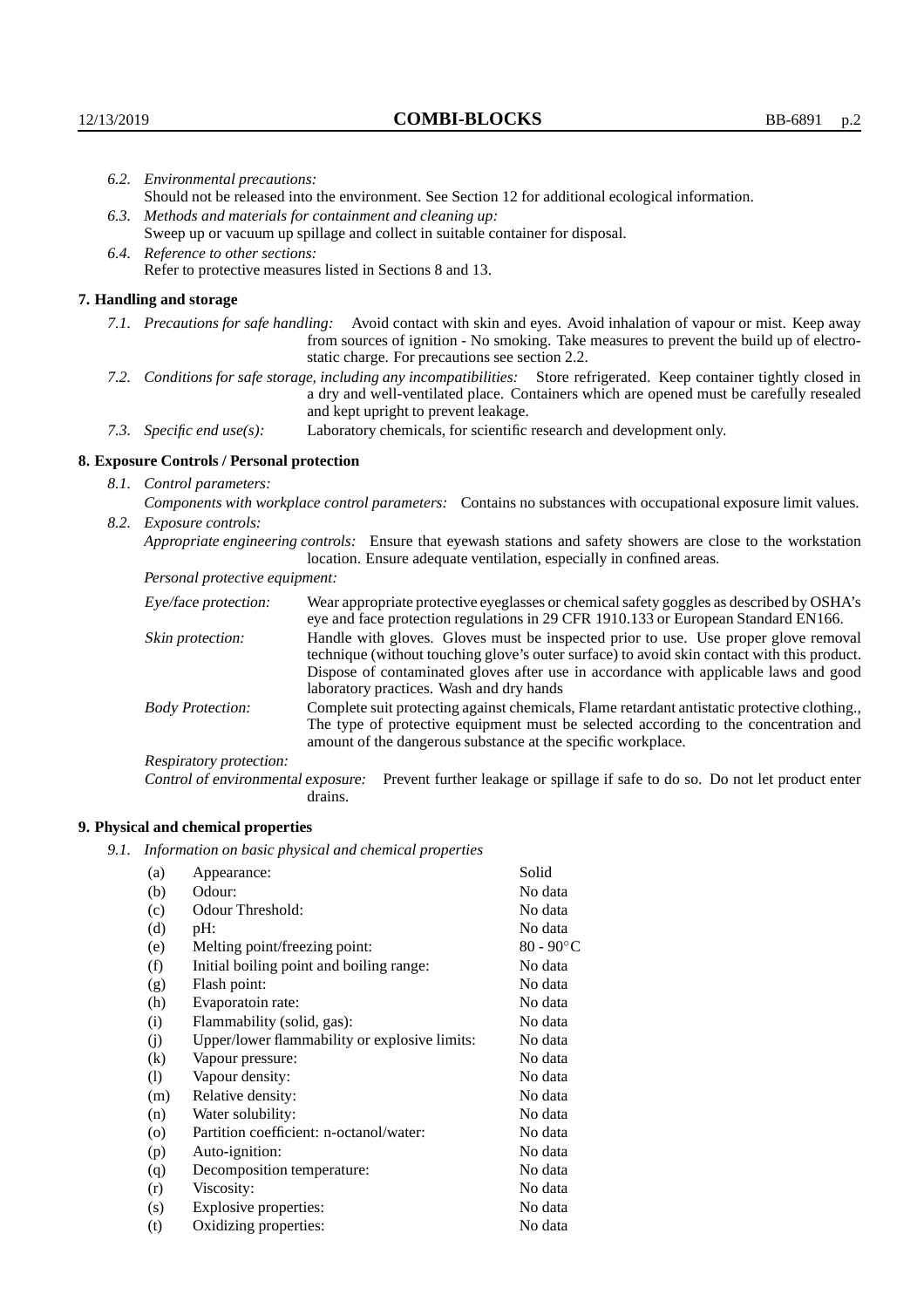*6.2. Environmental precautions:*
Should not be released into the environment. See Section 12 for additional ecological information.

*6.3. Methods and materials for containment and cleaning up:*
Sweep up or vacuum up spillage and collect in suitable container for disposal.

*6.4. Reference to other sections:*
Refer to protective measures listed in Sections 8 and 13.

## 7. Handling and storage

*7.1. Precautions for safe handling:* Avoid contact with skin and eyes. Avoid inhalation of vapour or mist. Keep away from sources of ignition - No smoking. Take measures to prevent the build up of electrostatic charge. For precautions see section 2.2.

*7.2. Conditions for safe storage, including any incompatibilities:* Store refrigerated. Keep container tightly closed in a dry and well-ventilated place. Containers which are opened must be carefully resealed and kept upright to prevent leakage.

*7.3. Specific end use(s):* Laboratory chemicals, for scientific research and development only.

## 8. Exposure Controls / Personal protection

*8.1. Control parameters:*
*Components with workplace control parameters:* Contains no substances with occupational exposure limit values.

*8.2. Exposure controls:*
*Appropriate engineering controls:* Ensure that eyewash stations and safety showers are close to the workstation location. Ensure adequate ventilation, especially in confined areas.

*Personal protective equipment:*

*Eye/face protection:* Wear appropriate protective eyeglasses or chemical safety goggles as described by OSHA's eye and face protection regulations in 29 CFR 1910.133 or European Standard EN166.

*Skin protection:* Handle with gloves. Gloves must be inspected prior to use. Use proper glove removal technique (without touching glove's outer surface) to avoid skin contact with this product. Dispose of contaminated gloves after use in accordance with applicable laws and good laboratory practices. Wash and dry hands

*Body Protection:* Complete suit protecting against chemicals, Flame retardant antistatic protective clothing., The type of protective equipment must be selected according to the concentration and amount of the dangerous substance at the specific workplace.

*Respiratory protection:*

*Control of environmental exposure:* Prevent further leakage or spillage if safe to do so. Do not let product enter drains.

## 9. Physical and chemical properties

*9.1. Information on basic physical and chemical properties*

| | | |
|---|---|---|
| (a) | Appearance: | Solid |
| (b) | Odour: | No data |
| (c) | Odour Threshold: | No data |
| (d) | pH: | No data |
| (e) | Melting point/freezing point: | 80 - 90°C |
| (f) | Initial boiling point and boiling range: | No data |
| (g) | Flash point: | No data |
| (h) | Evaporatoin rate: | No data |
| (i) | Flammability (solid, gas): | No data |
| (j) | Upper/lower flammability or explosive limits: | No data |
| (k) | Vapour pressure: | No data |
| (l) | Vapour density: | No data |
| (m) | Relative density: | No data |
| (n) | Water solubility: | No data |
| (o) | Partition coefficient: n-octanol/water: | No data |
| (p) | Auto-ignition: | No data |
| (q) | Decomposition temperature: | No data |
| (r) | Viscosity: | No data |
| (s) | Explosive properties: | No data |
| (t) | Oxidizing properties: | No data |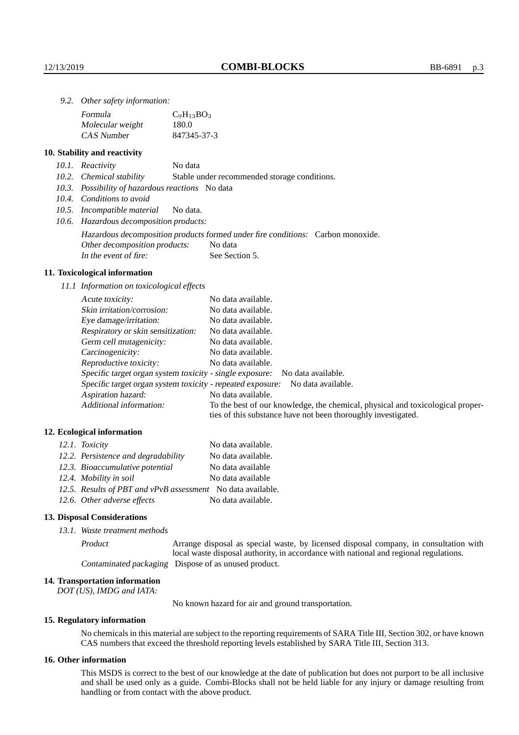*9.2. Other safety information:*

| | |
|---|---|
| *Formula* | $C_9H_{13}BO_3$ |
| *Molecular weight* | 180.0 |
| *CAS Number* | 847345-37-3 |

## 10. Stability and reactivity

*10.1. Reactivity* No data

*10.2. Chemical stability* Stable under recommended storage conditions.

*10.3. Possibility of hazardous reactions* No data

*10.4. Conditions to avoid*

*10.5. Incompatible material* No data.

*10.6. Hazardous decomposition products:*

*Hazardous decomposition products formed under fire conditions:* Carbon monoxide.

| | |
|---|---|
| *Other decomposition products:* | No data |
| *In the event of fire:* | See Section 5. |

## 11. Toxicological information

*11.1 Information on toxicological effects*

| | |
|---|---|
| *Acute toxicity:* | No data available. |
| *Skin irritation/corrosion:* | No data available. |
| *Eye damage/irritation:* | No data available. |
| *Respiratory or skin sensitization:* | No data available. |
| *Germ cell mutagenicity:* | No data available. |
| *Carcinogenicity:* | No data available. |
| *Reproductive toxicity:* | No data available. |
| *Specific target organ system toxicity - single exposure:* | No data available. |
| *Specific target organ system toxicity - repeated exposure:* | No data available. |
| *Aspiration hazard:* | No data available. |
| *Additional information:* | To the best of our knowledge, the chemical, physical and toxicological properties of this substance have not been thoroughly investigated. |

## 12. Ecological information

| | |
|---|---|
| *12.1. Toxicity* | No data available. |
| *12.2. Persistence and degradability* | No data available. |
| *12.3. Bioaccumulative potential* | No data available |
| *12.4. Mobility in soil* | No data available |
| *12.5. Results of PBT and vPvB assessment* | No data available. |
| *12.6. Other adverse effects* | No data available. |

## 13. Disposal Considerations

*13.1. Waste treatment methods*

| | |
|---|---|
| *Product* | Arrange disposal as special waste, by licensed disposal company, in consultation with local waste disposal authority, in accordance with national and regional regulations. |
| *Contaminated packaging* | Dispose of as unused product. |

## 14. Transportation information

*DOT (US), IMDG and IATA:*

No known hazard for air and ground transportation.

## 15. Regulatory information

No chemicals in this material are subject to the reporting requirements of SARA Title III, Section 302, or have known CAS numbers that exceed the threshold reporting levels established by SARA Title III, Section 313.

## 16. Other information

This MSDS is correct to the best of our knowledge at the date of publication but does not purport to be all inclusive and shall be used only as a guide. Combi-Blocks shall not be held liable for any injury or damage resulting from handling or from contact with the above product.